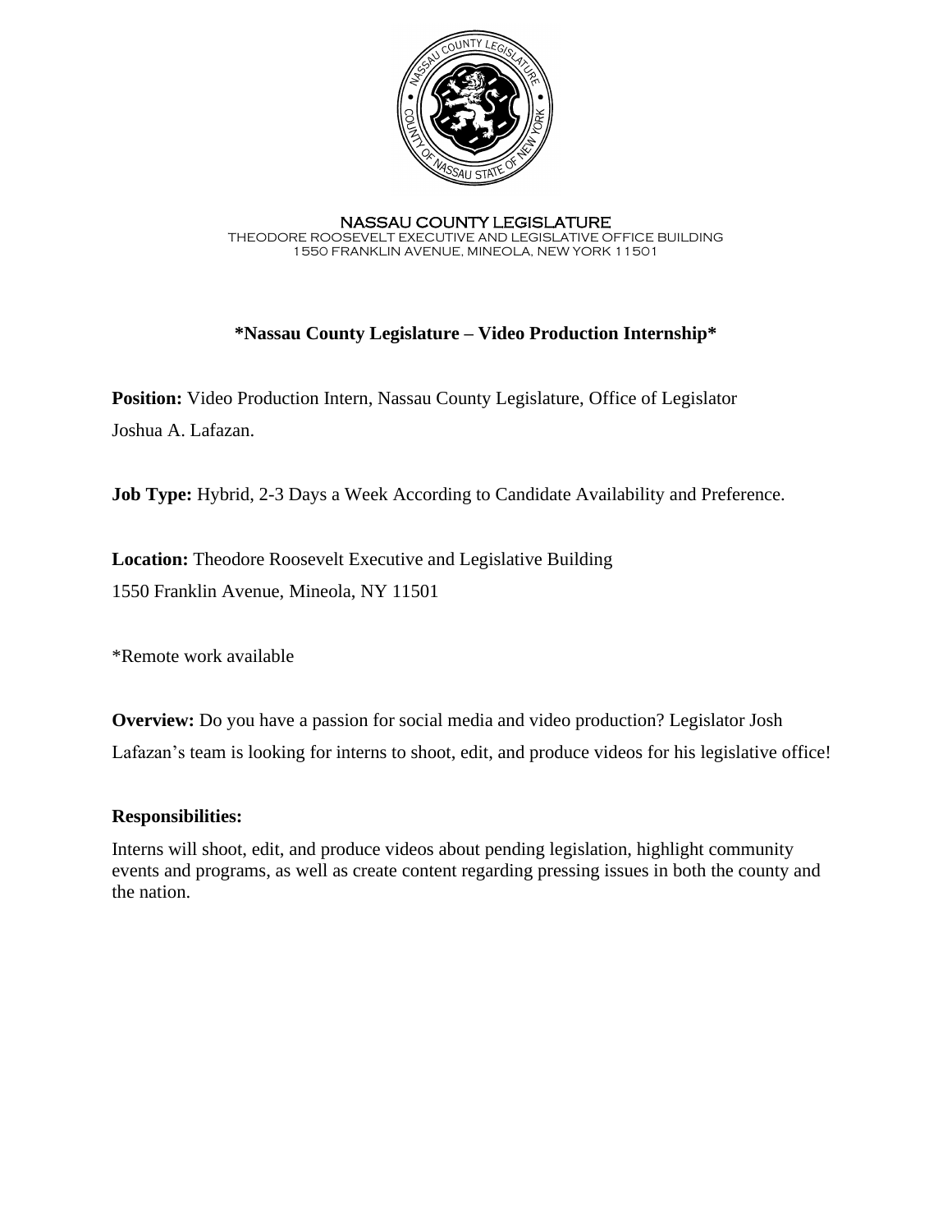NASSAU COUNTY LEGISLATURE
THEODORE ROOSEVELT EXECUTIVE AND LEGISLATIVE OFFICE BUILDING
1550 FRANKLIN AVENUE, MINEOLA, NEW YORK 11501

# *Nassau County Legislature – Video Production Internship*

**Position:** Video Production Intern, Nassau County Legislature, Office of Legislator Joshua A. Lafazan.

**Job Type:** Hybrid, 2-3 Days a Week According to Candidate Availability and Preference.

**Location:** Theodore Roosevelt Executive and Legislative Building
1550 Franklin Avenue, Mineola, NY 11501

*Remote work available

**Overview:** Do you have a passion for social media and video production? Legislator Josh Lafazan's team is looking for interns to shoot, edit, and produce videos for his legislative office!

**Responsibilities:**

Interns will shoot, edit, and produce videos about pending legislation, highlight community events and programs, as well as create content regarding pressing issues in both the county and the nation.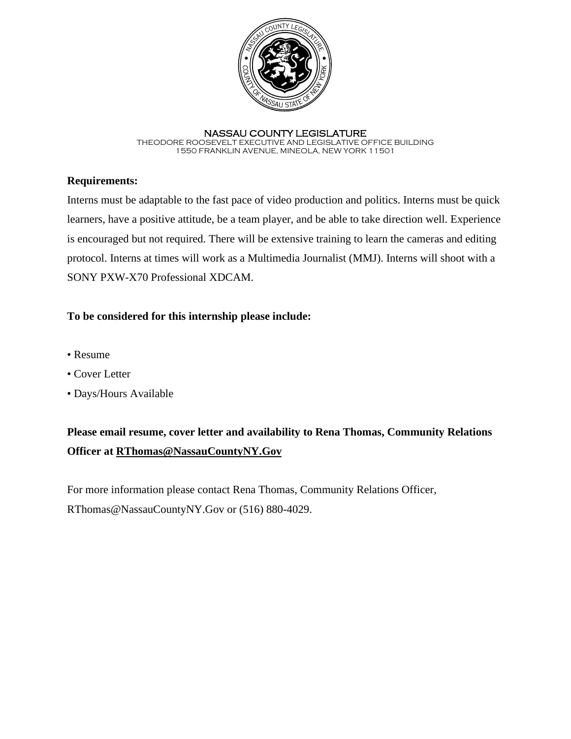NASSAU COUNTY LEGISLATURE
THEODORE ROOSEVELT EXECUTIVE AND LEGISLATIVE OFFICE BUILDING
1550 FRANKLIN AVENUE, MINEOLA, NEW YORK 11501

**Requirements:**

Interns must be adaptable to the fast pace of video production and politics. Interns must be quick learners, have a positive attitude, be a team player, and be able to take direction well. Experience is encouraged but not required. There will be extensive training to learn the cameras and editing protocol. Interns at times will work as a Multimedia Journalist (MMJ). Interns will shoot with a SONY PXW-X70 Professional XDCAM.

**To be considered for this internship please include:**

- Resume
- Cover Letter
- Days/Hours Available

**Please email resume, cover letter and availability to Rena Thomas, Community Relations Officer at RThomas@NassauCountyNY.Gov**

For more information please contact Rena Thomas, Community Relations Officer, RThomas@NassauCountyNY.Gov or (516) 880-4029.